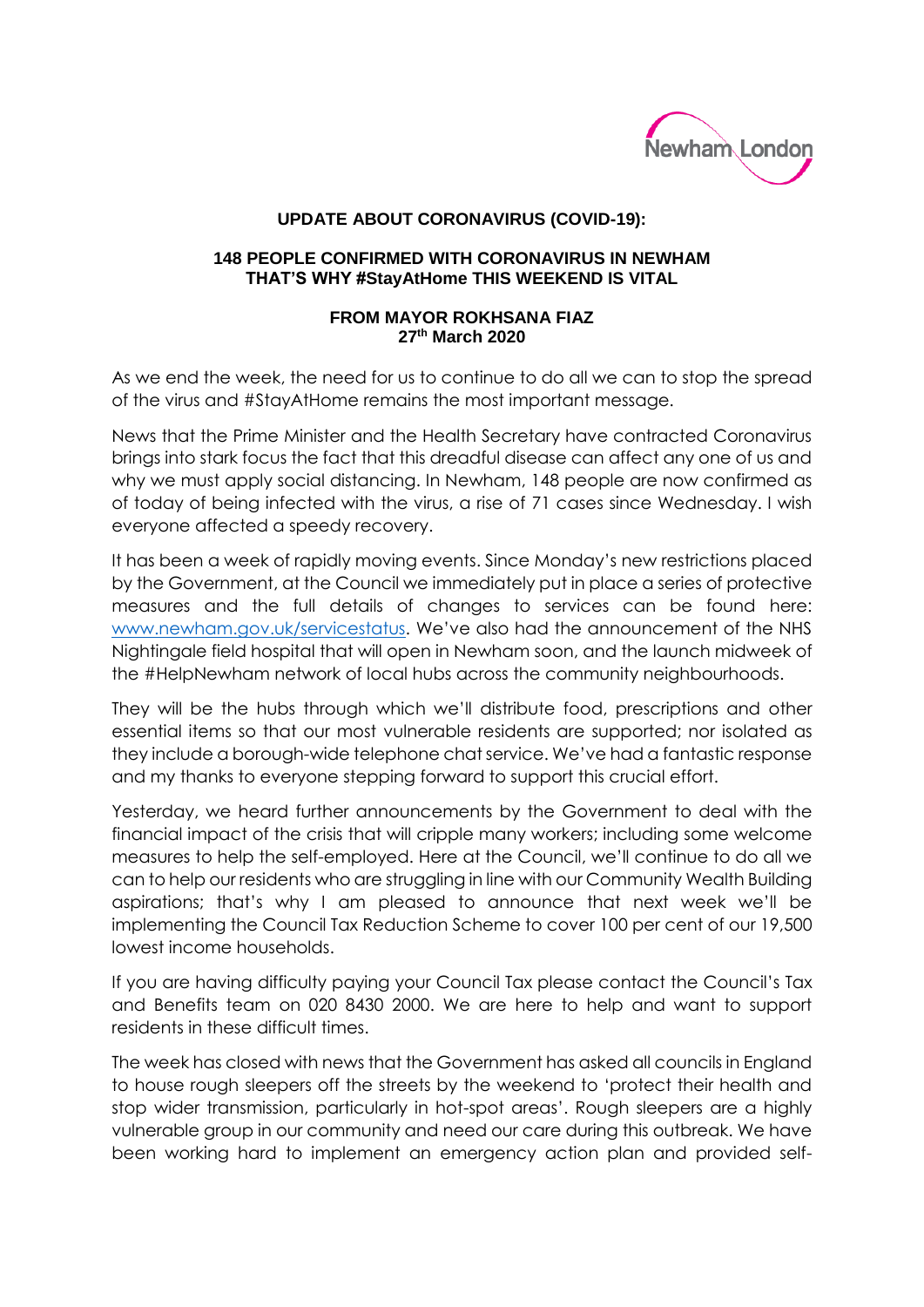Newham London

**UPDATE ABOUT CORONAVIRUS (COVID-19):**

**148 PEOPLE CONFIRMED WITH CORONAVIRUS IN NEWHAM THAT'S WHY #StayAtHome THIS WEEKEND IS VITAL**

**FROM MAYOR ROKHSANA FIAZ**
**27th March 2020**

As we end the week, the need for us to continue to do all we can to stop the spread of the virus and #StayAtHome remains the most important message.

News that the Prime Minister and the Health Secretary have contracted Coronavirus brings into stark focus the fact that this dreadful disease can affect any one of us and why we must apply social distancing. In Newham, 148 people are now confirmed as of today of being infected with the virus, a rise of 71 cases since Wednesday. I wish everyone affected a speedy recovery.

It has been a week of rapidly moving events. Since Monday's new restrictions placed by the Government, at the Council we immediately put in place a series of protective measures and the full details of changes to services can be found here: [www.newham.gov.uk/servicestatus](http://www.newham.gov.uk/servicestatus). We've also had the announcement of the NHS Nightingale field hospital that will open in Newham soon, and the launch midweek of the #HelpNewham network of local hubs across the community neighbourhoods.

They will be the hubs through which we'll distribute food, prescriptions and other essential items so that our most vulnerable residents are supported; nor isolated as they include a borough-wide telephone chat service. We've had a fantastic response and my thanks to everyone stepping forward to support this crucial effort.

Yesterday, we heard further announcements by the Government to deal with the financial impact of the crisis that will cripple many workers; including some welcome measures to help the self-employed. Here at the Council, we'll continue to do all we can to help our residents who are struggling in line with our Community Wealth Building aspirations; that's why I am pleased to announce that next week we'll be implementing the Council Tax Reduction Scheme to cover 100 per cent of our 19,500 lowest income households.

If you are having difficulty paying your Council Tax please contact the Council's Tax and Benefits team on 020 8430 2000. We are here to help and want to support residents in these difficult times.

The week has closed with news that the Government has asked all councils in England to house rough sleepers off the streets by the weekend to 'protect their health and stop wider transmission, particularly in hot-spot areas'. Rough sleepers are a highly vulnerable group in our community and need our care during this outbreak. We have been working hard to implement an emergency action plan and provided self-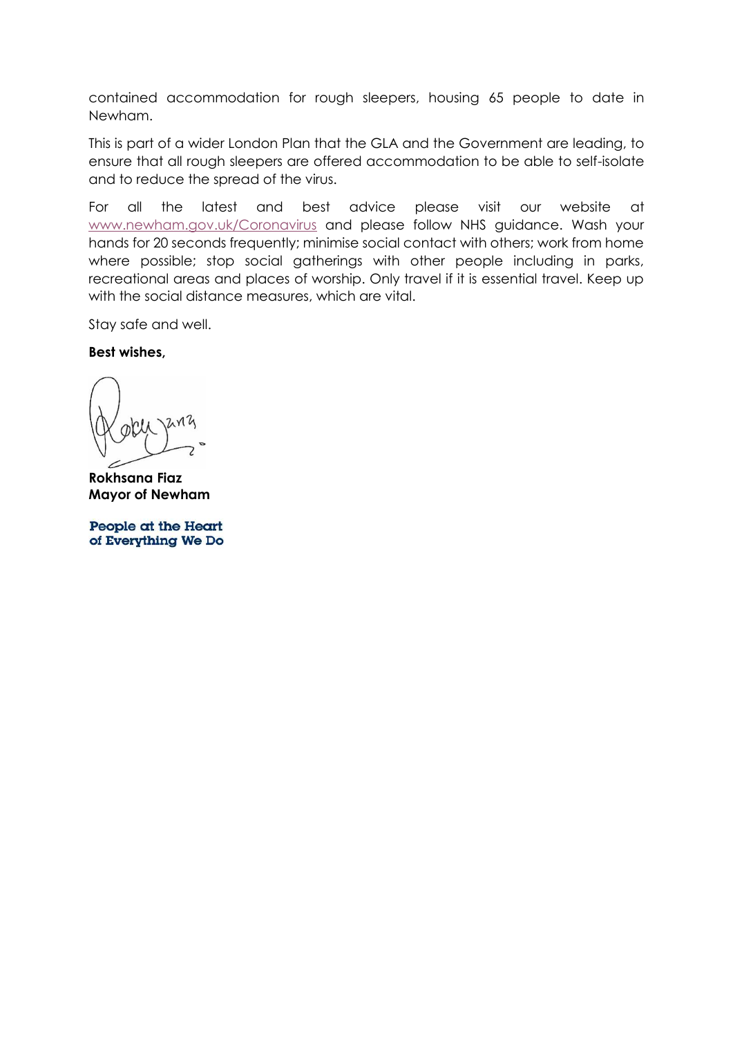contained accommodation for rough sleepers, housing 65 people to date in Newham.

This is part of a wider London Plan that the GLA and the Government are leading, to ensure that all rough sleepers are offered accommodation to be able to self-isolate and to reduce the spread of the virus.

For all the latest and best advice please visit our website at [www.newham.gov.uk/Coronavirus](www.newham.gov.uk/Coronavirus) and please follow NHS guidance. Wash your hands for 20 seconds frequently; minimise social contact with others; work from home where possible; stop social gatherings with other people including in parks, recreational areas and places of worship. Only travel if it is essential travel. Keep up with the social distance measures, which are vital.

Stay safe and well.

**Best wishes,**

**Rokhsana Fiaz**
**Mayor of Newham**

**People at the Heart of Everything We Do**